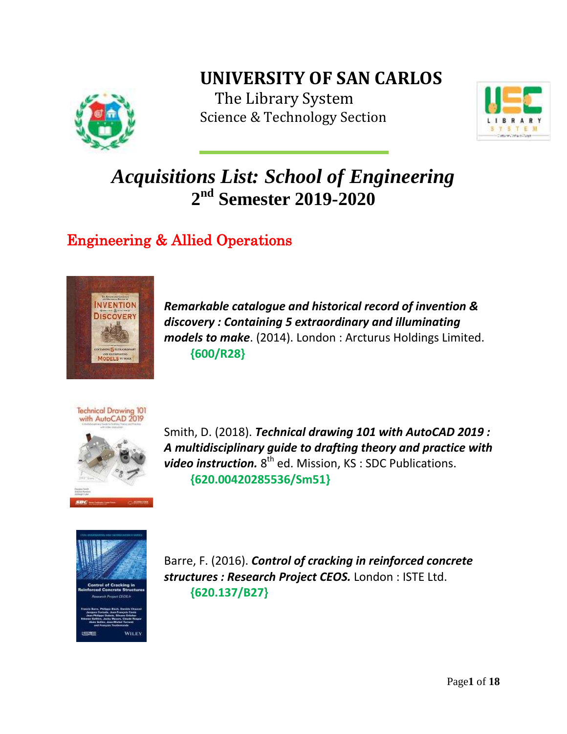# UNIVERSITY OF SAN CARLOS

The Library System
Science & Technology Section

# *Acquisitions List: School of Engineering*
## 2nd Semester 2019-2020

## Engineering & Allied Operations

***Remarkable catalogue and historical record of invention & discovery : Containing 5 extraordinary and illuminating models to make***. (2014). London : Arcturus Holdings Limited.
**{600/R28}**

Smith, D. (2018). ***Technical drawing 101 with AutoCAD 2019 : A multidisciplinary guide to drafting theory and practice with video instruction.*** 8th ed. Mission, KS : SDC Publications.
**{620.00420285536/Sm51}**

Barre, F. (2016). ***Control of cracking in reinforced concrete structures : Research Project CEOS.*** London : ISTE Ltd.
**{620.137/B27}**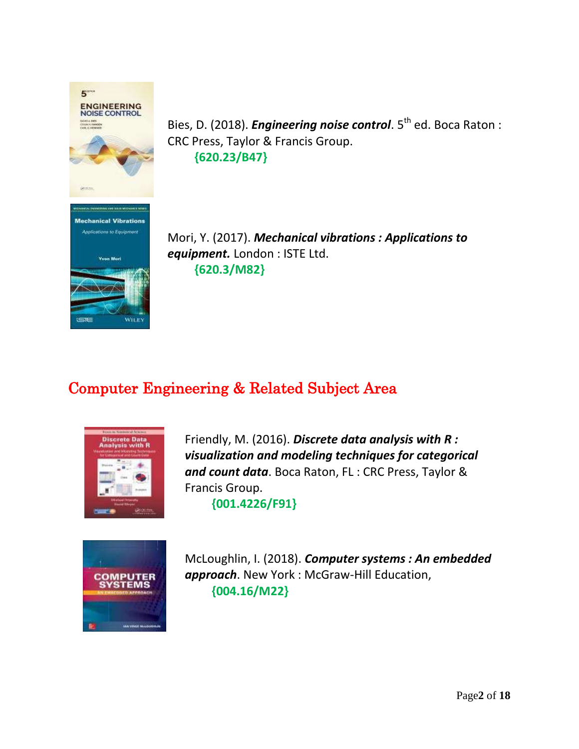Bies, D. (2018). ***Engineering noise control***. 5$^{th}$ ed. Boca Raton : CRC Press, Taylor & Francis Group.
**{620.23/B47}**

Mori, Y. (2017). ***Mechanical vibrations : Applications to equipment.*** London : ISTE Ltd.
**{620.3/M82}**

## Computer Engineering & Related Subject Area

Friendly, M. (2016). ***Discrete data analysis with R : visualization and modeling techniques for categorical and count data***. Boca Raton, FL : CRC Press, Taylor & Francis Group.
**{001.4226/F91}**

McLoughlin, I. (2018). ***Computer systems : An embedded approach***. New York : McGraw-Hill Education,
**{004.16/M22}**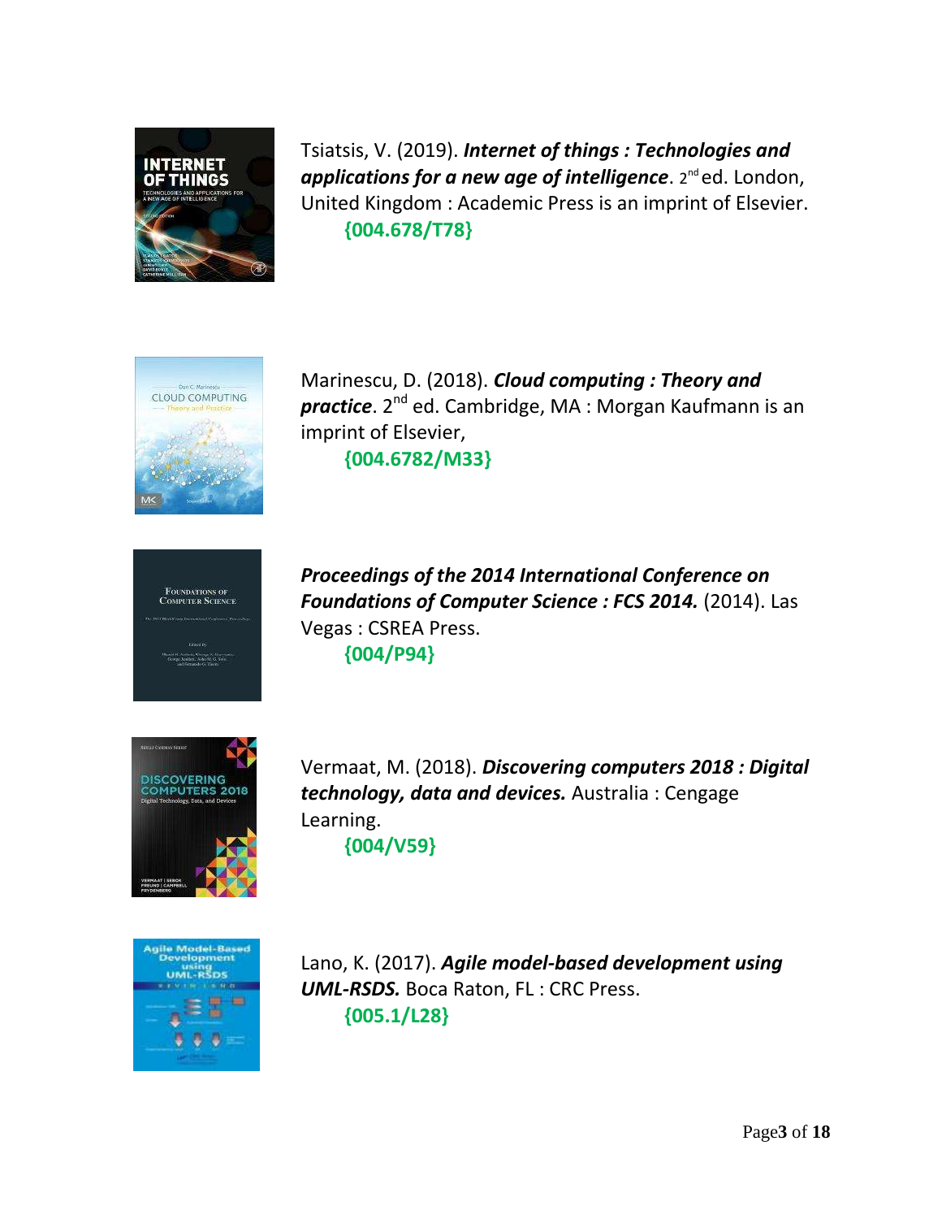Tsiatsis, V. (2019). ***Internet of things : Technologies and applications for a new age of intelligence***. 2nd ed. London, United Kingdom : Academic Press is an imprint of Elsevier.
**{004.678/T78}**

Marinescu, D. (2018). ***Cloud computing : Theory and practice***. 2nd ed. Cambridge, MA : Morgan Kaufmann is an imprint of Elsevier,
**{004.6782/M33}**

***Proceedings of the 2014 International Conference on Foundations of Computer Science : FCS 2014.*** (2014). Las Vegas : CSREA Press.
**{004/P94}**

Vermaat, M. (2018). ***Discovering computers 2018 : Digital technology, data and devices.*** Australia : Cengage Learning.
**{004/V59}**

Lano, K. (2017). ***Agile model-based development using UML-RSDS.*** Boca Raton, FL : CRC Press.
**{005.1/L28}**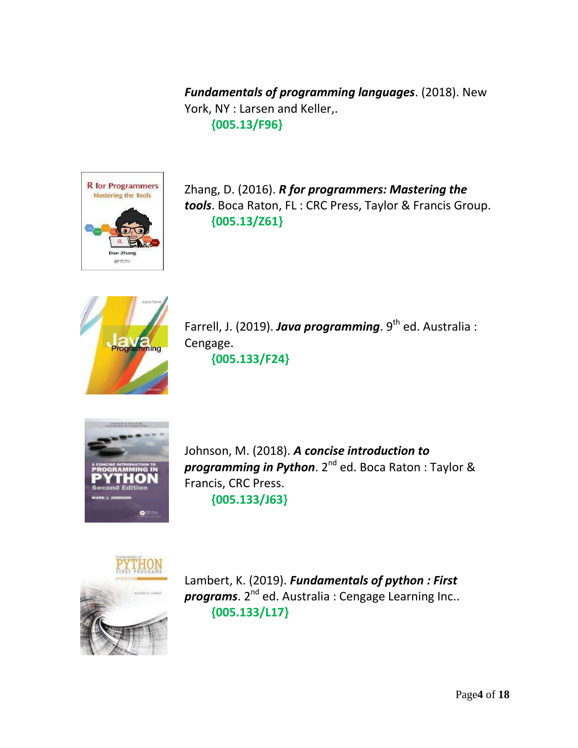***Fundamentals of programming languages***. (2018). New York, NY : Larsen and Keller,.
**{005.13/F96}**

Zhang, D. (2016). ***R for programmers: Mastering the tools***. Boca Raton, FL : CRC Press, Taylor & Francis Group.
**{005.13/Z61}**

Farrell, J. (2019). ***Java programming***. 9th ed. Australia : Cengage.
**{005.133/F24}**

Johnson, M. (2018). ***A concise introduction to programming in Python***. 2nd ed. Boca Raton : Taylor & Francis, CRC Press.
**{005.133/J63}**

Lambert, K. (2019). ***Fundamentals of python : First programs***. 2nd ed. Australia : Cengage Learning Inc..
**{005.133/L17}**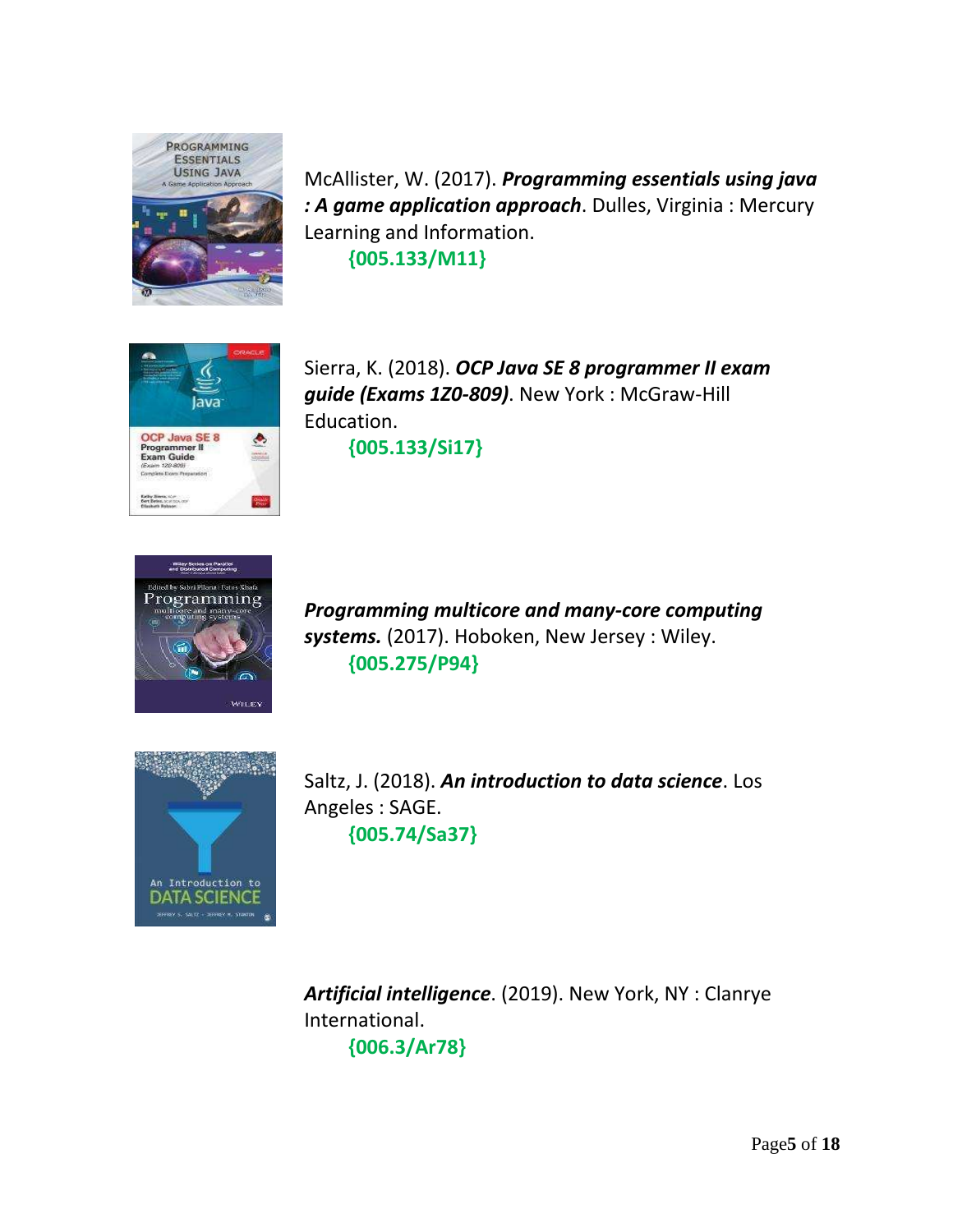McAllister, W. (2017). ***Programming essentials using java : A game application approach***. Dulles, Virginia : Mercury Learning and Information.

**{005.133/M11}**

Sierra, K. (2018). ***OCP Java SE 8 programmer II exam guide (Exams 1Z0-809)***. New York : McGraw-Hill Education.

**{005.133/Si17}**

***Programming multicore and many-core computing systems.*** (2017). Hoboken, New Jersey : Wiley.

**{005.275/P94}**

Saltz, J. (2018). ***An introduction to data science***. Los Angeles : SAGE.

**{005.74/Sa37}**

***Artificial intelligence***. (2019). New York, NY : Clanrye International.

**{006.3/Ar78}**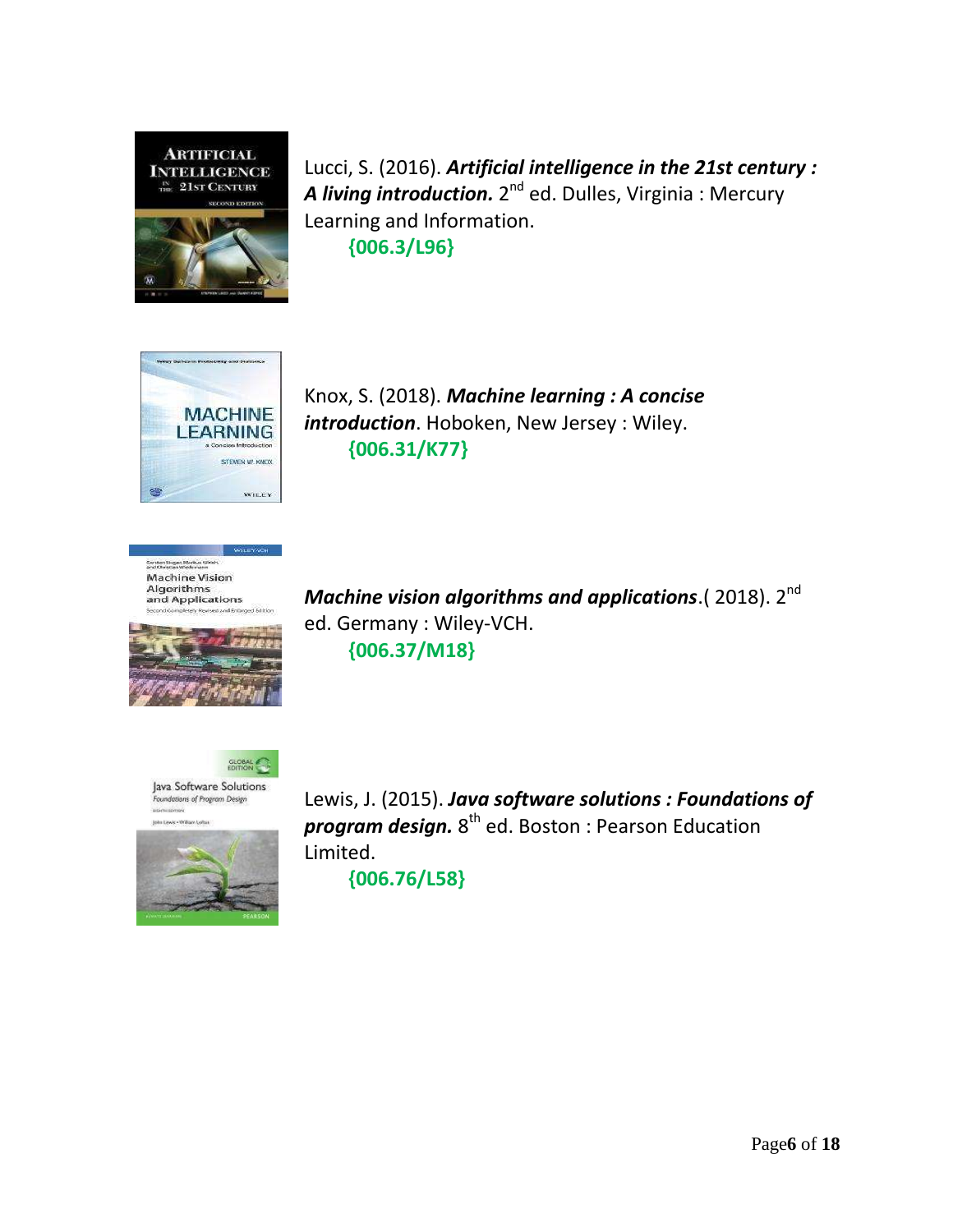Lucci, S. (2016). ***Artificial intelligence in the 21st century : A living introduction.*** 2nd ed. Dulles, Virginia : Mercury Learning and Information.
**{006.3/L96}**

Knox, S. (2018). ***Machine learning : A concise introduction***. Hoboken, New Jersey : Wiley.
**{006.31/K77}**

***Machine vision algorithms and applications***.( 2018). 2nd ed. Germany : Wiley-VCH.
**{006.37/M18}**

Lewis, J. (2015). ***Java software solutions : Foundations of program design.*** 8th ed. Boston : Pearson Education Limited.
**{006.76/L58}**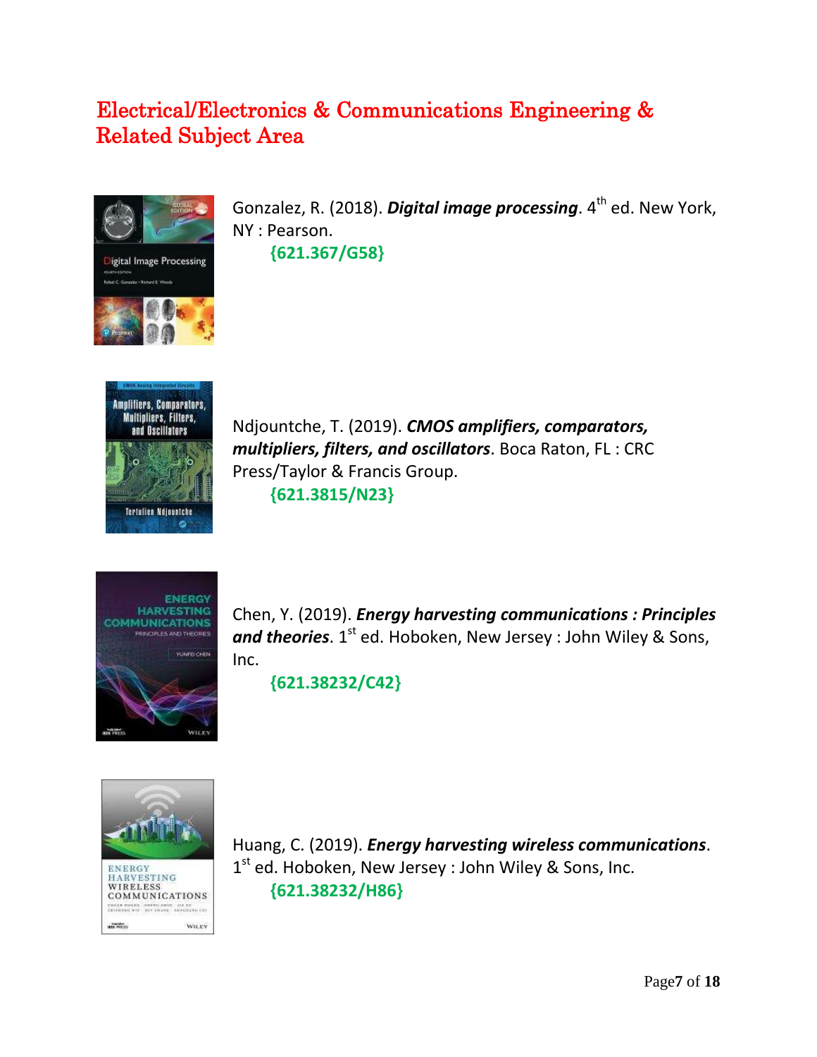# Electrical/Electronics & Communications Engineering & Related Subject Area

Gonzalez, R. (2018). ***Digital image processing***. 4th ed. New York, NY : Pearson.

**{621.367/G58}**

Ndjountche, T. (2019). ***CMOS amplifiers, comparators, multipliers, filters, and oscillators***. Boca Raton, FL : CRC Press/Taylor & Francis Group.

**{621.3815/N23}**

Chen, Y. (2019). ***Energy harvesting communications : Principles and theories***. 1st ed. Hoboken, New Jersey : John Wiley & Sons, Inc.

**{621.38232/C42}**

Huang, C. (2019). ***Energy harvesting wireless communications***. 1st ed. Hoboken, New Jersey : John Wiley & Sons, Inc.

**{621.38232/H86}**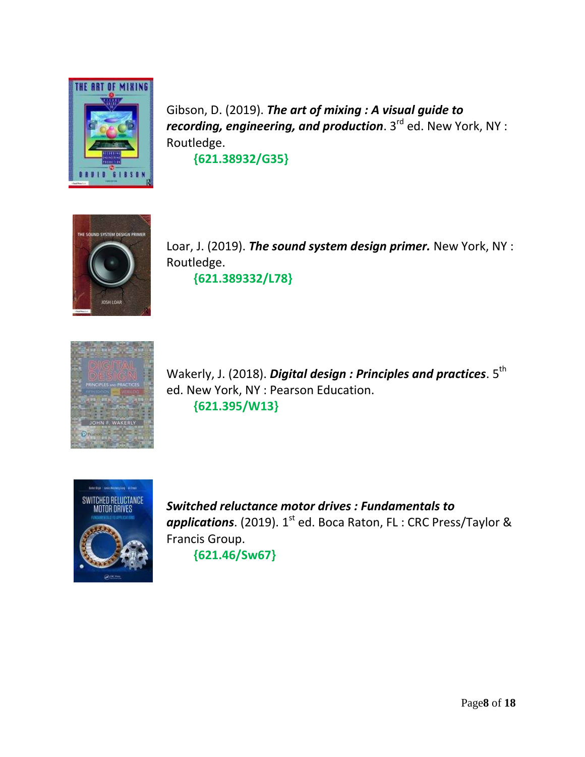Gibson, D. (2019). ***The art of mixing : A visual guide to recording, engineering, and production***. 3rd ed. New York, NY : Routledge.

**{621.38932/G35}**

Loar, J. (2019). ***The sound system design primer.*** New York, NY : Routledge.

**{621.389332/L78}**

Wakerly, J. (2018). ***Digital design : Principles and practices***. 5th ed. New York, NY : Pearson Education.

**{621.395/W13}**

***Switched reluctance motor drives : Fundamentals to applications***. (2019). 1st ed. Boca Raton, FL : CRC Press/Taylor & Francis Group.

**{621.46/Sw67}**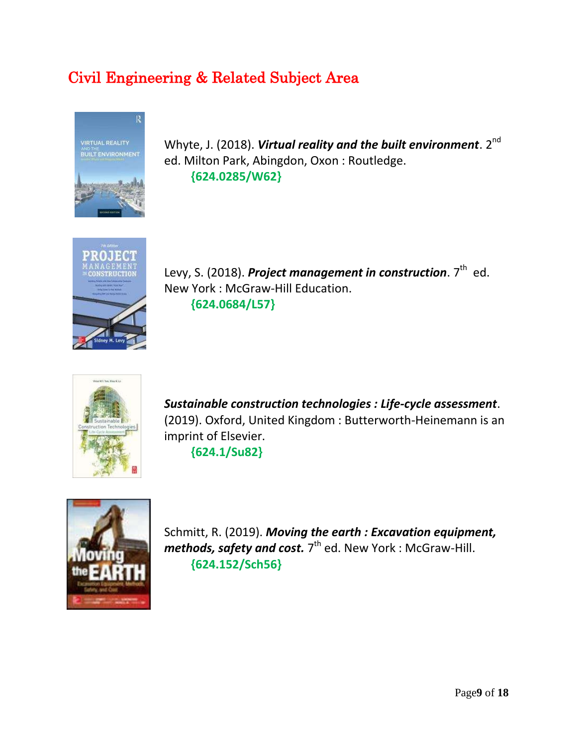# Civil Engineering & Related Subject Area

Whyte, J. (2018). ***Virtual reality and the built environment***. 2nd ed. Milton Park, Abingdon, Oxon : Routledge.
**{624.0285/W62}**

Levy, S. (2018). ***Project management in construction***. 7th ed. New York : McGraw-Hill Education.
**{624.0684/L57}**

***Sustainable construction technologies : Life-cycle assessment***. (2019). Oxford, United Kingdom : Butterworth-Heinemann is an imprint of Elsevier.
**{624.1/Su82}**

Schmitt, R. (2019). ***Moving the earth : Excavation equipment, methods, safety and cost.*** 7th ed. New York : McGraw-Hill.
**{624.152/Sch56}**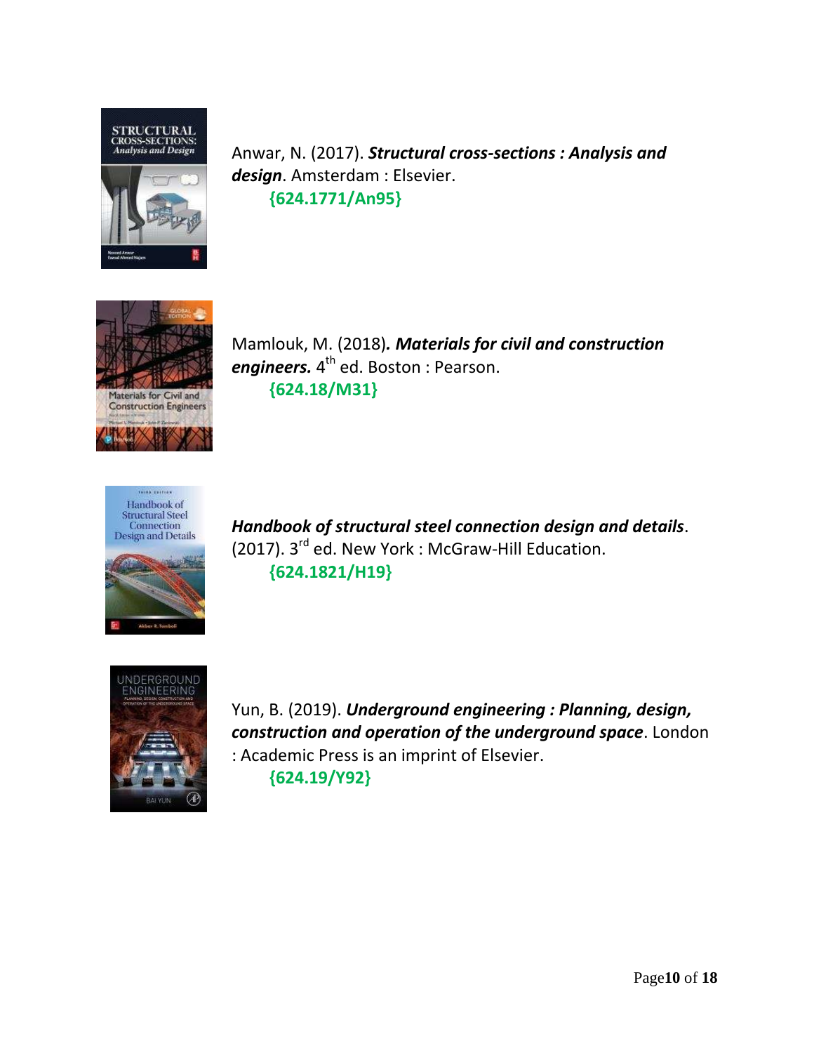Anwar, N. (2017). ***Structural cross-sections : Analysis and design***. Amsterdam : Elsevier.
**{624.1771/An95}**

Mamlouk, M. (2018)***. Materials for civil and construction engineers.*** 4th ed. Boston : Pearson.
**{624.18/M31}**

***Handbook of structural steel connection design and details***. (2017). 3rd ed. New York : McGraw-Hill Education.
**{624.1821/H19}**

Yun, B. (2019). ***Underground engineering : Planning, design, construction and operation of the underground space***. London : Academic Press is an imprint of Elsevier.
**{624.19/Y92}**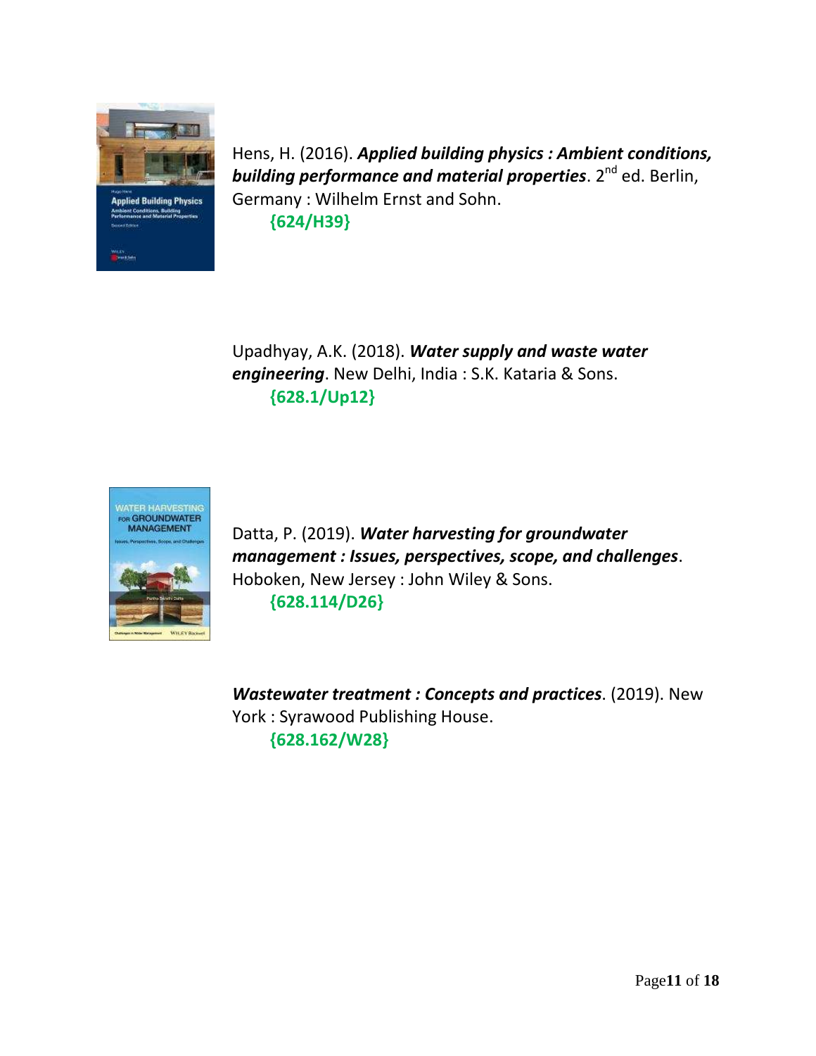Hens, H. (2016). ***Applied building physics : Ambient conditions, building performance and material properties***. 2nd ed. Berlin, Germany : Wilhelm Ernst and Sohn.
**{624/H39}**

Upadhyay, A.K. (2018). ***Water supply and waste water engineering***. New Delhi, India : S.K. Kataria & Sons.
**{628.1/Up12}**

Datta, P. (2019). ***Water harvesting for groundwater management : Issues, perspectives, scope, and challenges***. Hoboken, New Jersey : John Wiley & Sons.
**{628.114/D26}**

***Wastewater treatment : Concepts and practices***. (2019). New York : Syrawood Publishing House.
**{628.162/W28}**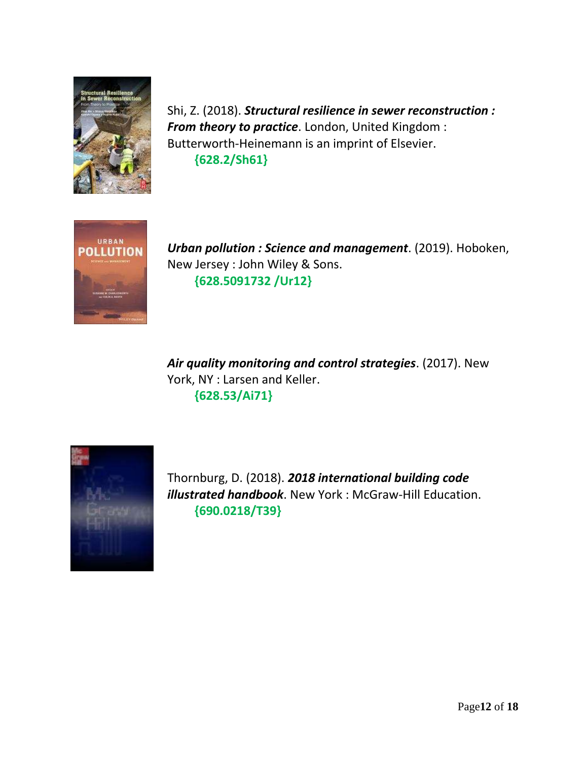Shi, Z. (2018). ***Structural resilience in sewer reconstruction : From theory to practice***. London, United Kingdom : Butterworth-Heinemann is an imprint of Elsevier.
**{628.2/Sh61}**

***Urban pollution : Science and management***. (2019). Hoboken, New Jersey : John Wiley & Sons.
**{628.5091732 /Ur12}**

***Air quality monitoring and control strategies***. (2017). New York, NY : Larsen and Keller.
**{628.53/Ai71}**

Thornburg, D. (2018). ***2018 international building code illustrated handbook***. New York : McGraw-Hill Education.
**{690.0218/T39}**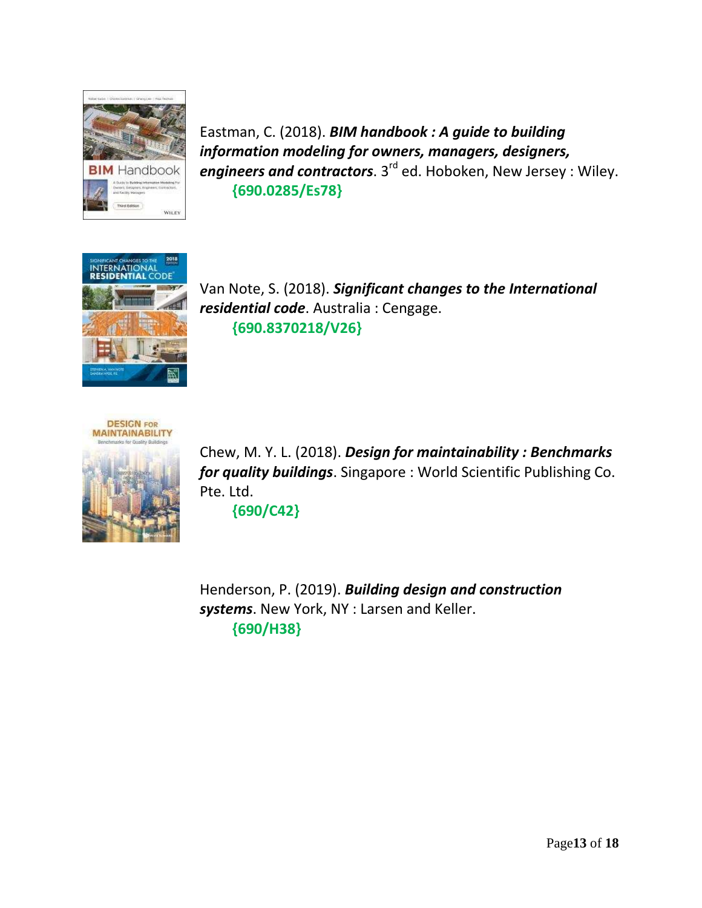Eastman, C. (2018). ***BIM handbook : A guide to building information modeling for owners, managers, designers, engineers and contractors***. 3rd ed. Hoboken, New Jersey : Wiley.
**{690.0285/Es78}**

Van Note, S. (2018). ***Significant changes to the International residential code***. Australia : Cengage.
**{690.8370218/V26}**

Chew, M. Y. L. (2018). ***Design for maintainability : Benchmarks for quality buildings***. Singapore : World Scientific Publishing Co. Pte. Ltd.
**{690/C42}**

Henderson, P. (2019). ***Building design and construction systems***. New York, NY : Larsen and Keller.
**{690/H38}**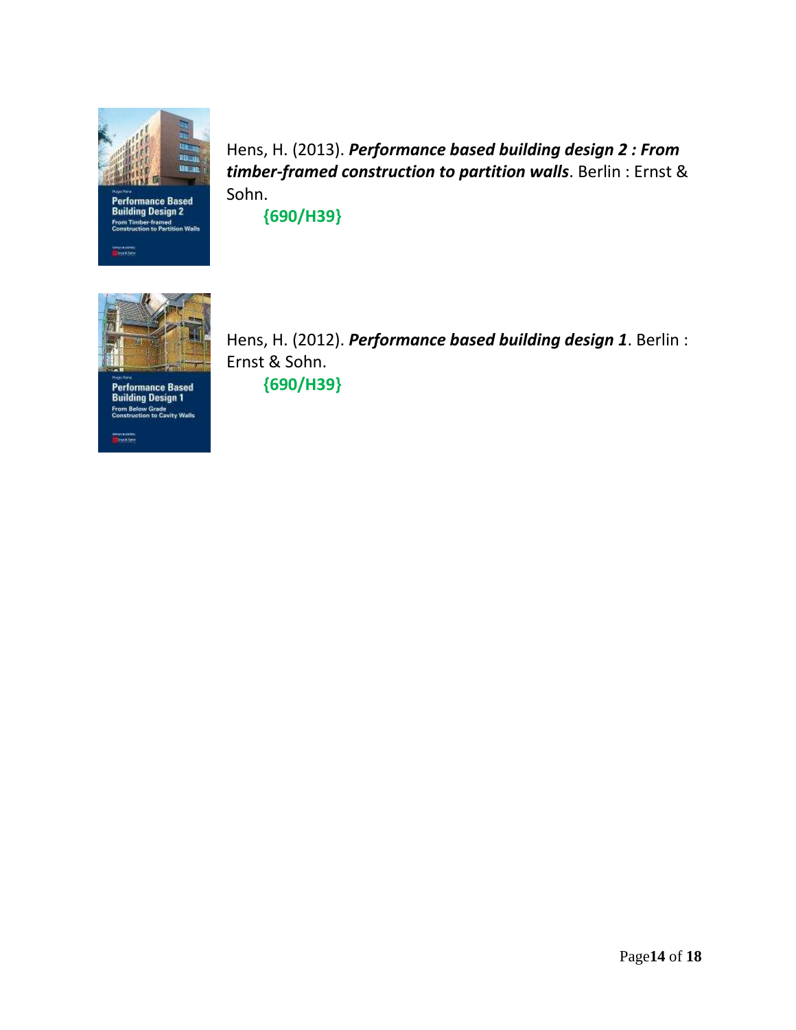Hens, H. (2013). ***Performance based building design 2 : From timber-framed construction to partition walls***. Berlin : Ernst & Sohn.

**{690/H39}**

Hens, H. (2012). ***Performance based building design 1***. Berlin : Ernst & Sohn.

**{690/H39}**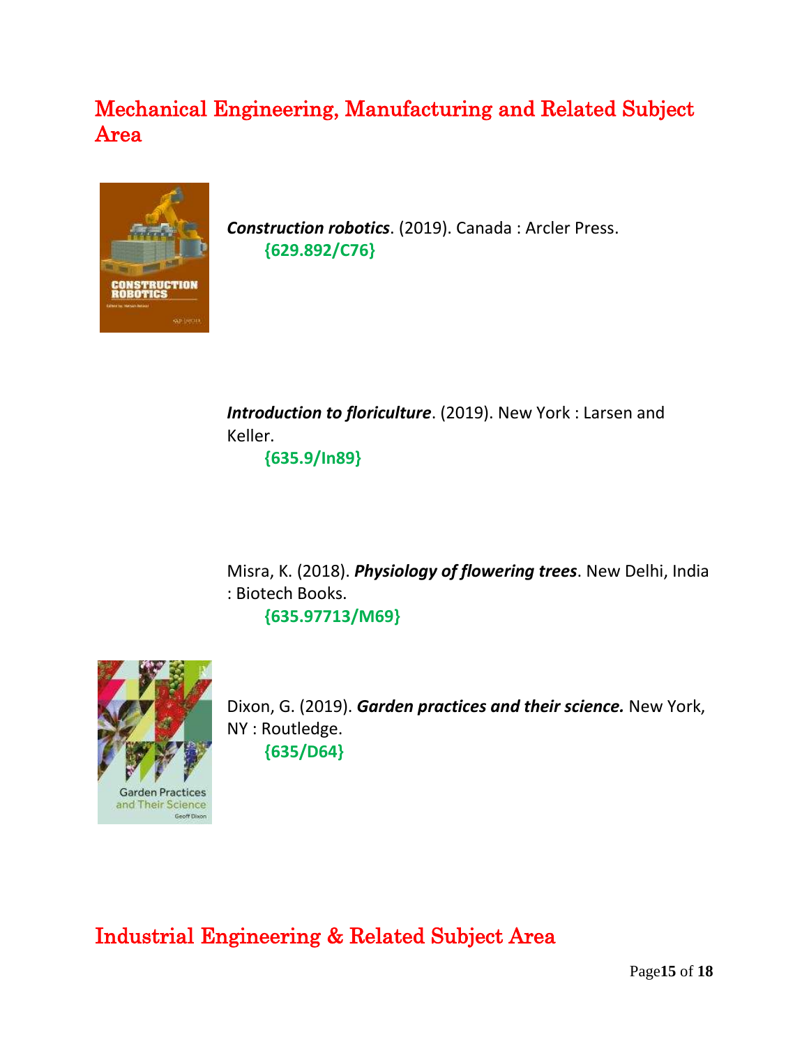## Mechanical Engineering, Manufacturing and Related Subject Area

***Construction robotics***. (2019). Canada : Arcler Press.
**{629.892/C76}**

***Introduction to floriculture***. (2019). New York : Larsen and Keller.
**{635.9/In89}**

Misra, K. (2018). ***Physiology of flowering trees***. New Delhi, India : Biotech Books.
**{635.97713/M69}**

Dixon, G. (2019). ***Garden practices and their science.*** New York, NY : Routledge.
**{635/D64}**

## Industrial Engineering & Related Subject Area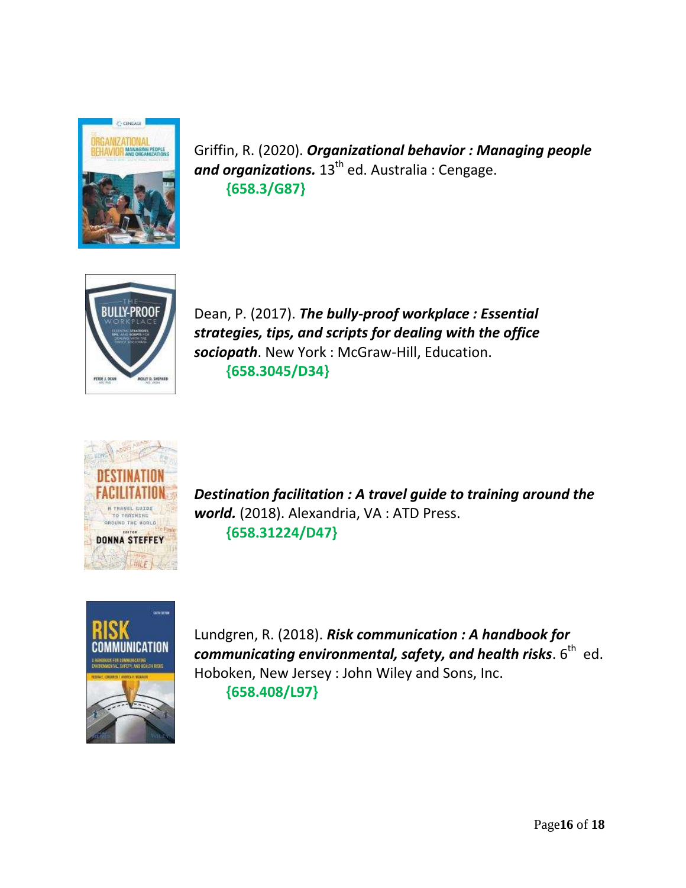Griffin, R. (2020). ***Organizational behavior : Managing people and organizations.*** 13th ed. Australia : Cengage.
**{658.3/G87}**

Dean, P. (2017). ***The bully-proof workplace : Essential strategies, tips, and scripts for dealing with the office sociopath***. New York : McGraw-Hill, Education.
**{658.3045/D34}**

***Destination facilitation : A travel guide to training around the world.*** (2018). Alexandria, VA : ATD Press.
**{658.31224/D47}**

Lundgren, R. (2018). ***Risk communication : A handbook for communicating environmental, safety, and health risks***. 6th ed. Hoboken, New Jersey : John Wiley and Sons, Inc.
**{658.408/L97}**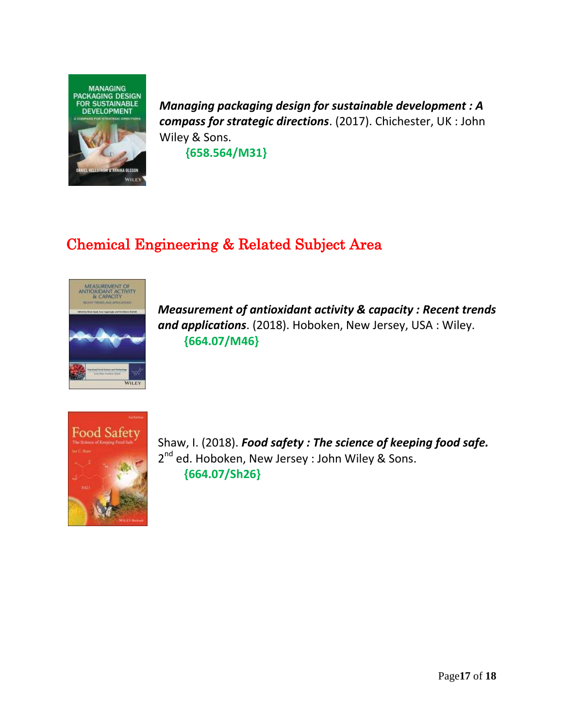***Managing packaging design for sustainable development : A compass for strategic directions***. (2017). Chichester, UK : John Wiley & Sons.
**{658.564/M31}**

## Chemical Engineering & Related Subject Area

***Measurement of antioxidant activity & capacity : Recent trends and applications***. (2018). Hoboken, New Jersey, USA : Wiley.
**{664.07/M46}**

Shaw, I. (2018). ***Food safety : The science of keeping food safe.*** 2nd ed. Hoboken, New Jersey : John Wiley & Sons.
**{664.07/Sh26}**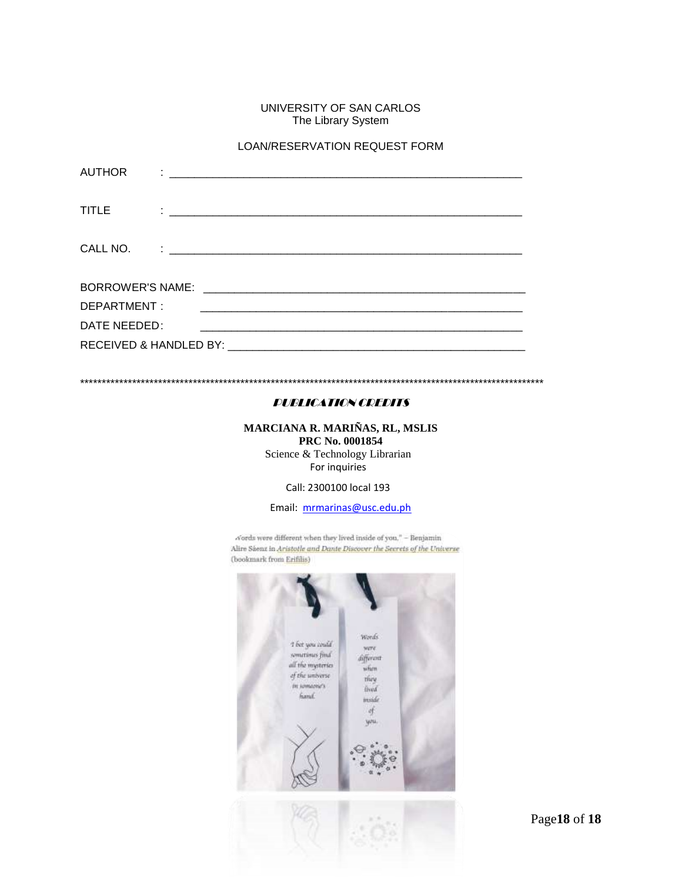UNIVERSITY OF SAN CARLOS
The Library System

LOAN/RESERVATION REQUEST FORM

AUTHOR : ____________________________________________________________

TITLE : ____________________________________________________________

CALL NO. : ____________________________________________________________

BORROWER'S NAME: ____________________________________________________

DEPARTMENT : ____________________________________________________

DATE NEEDED: ____________________________________________________

RECEIVED & HANDLED BY: ______________________________________________

****************************************************************************************************************

***PUBLICATION CREDITS***

**MARCIANA R. MARIÑAS, RL, MSLIS**
**PRC No. 0001854**
Science & Technology Librarian
For inquiries

Call: 2300100 local 193

Email: mrmarinas@usc.edu.ph

"Words were different when they lived inside of you." – Benjamin Alire Sáenz in *Aristotle and Dante Discover the Secrets of the Universe* (bookmark from Erifilis)